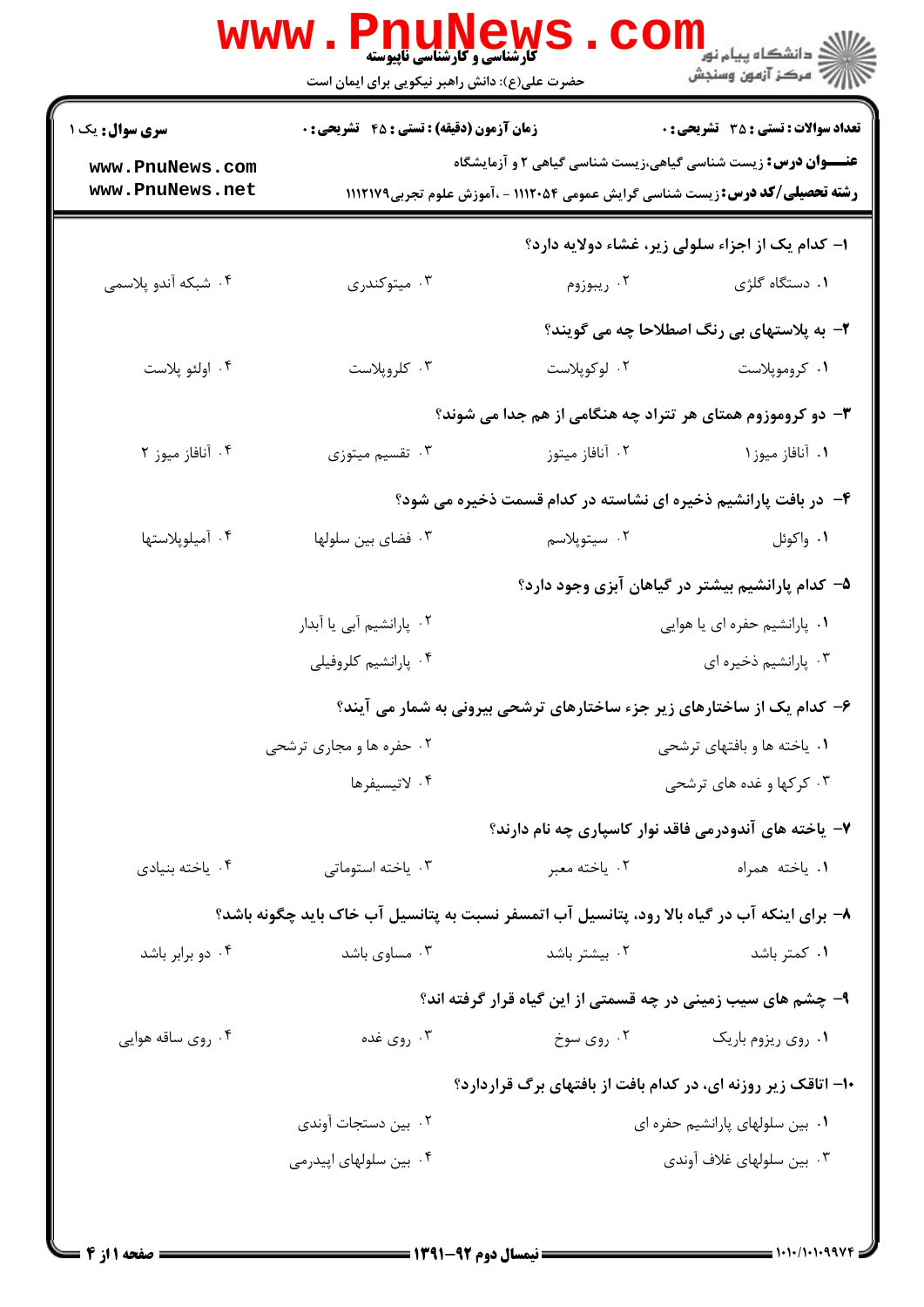**کارشناسی و کارشناسی ناپیوسته**

حضرت علی(ع): دانش راهبر نیکویی برای ایمان است

دانشگاه پیام نور
مرکز آزمون وسنجش

**سری سوال:** یک ۱ | **زمان آزمون (دقیقه) : تستی : ۴۵ تشریحی : ۰** | **تعداد سوالات : تستی : ۳۵ تشریحی : ۰**

**عنـــوان درس:** زیست شناسی گیاهی،زیست شناسی گیاهی ۲ و آزمایشگاه

**رشته تحصیلی/کد درس:** زیست شناسی گرایش عمومی ۱۱۱۲۰۵۴ - ،آموزش علوم تجربی۱۱۱۲۱۷۹

۱- کدام یک از اجزاء سلولی زیر، غشاء دولایه دارد؟

۱. دستگاه گلژی
۲. ریبوزوم
۳. میتوکندری
۴. شبکه آندو پلاسمی

۲- به پلاستهای بی رنگ اصطلاحا چه می گویند؟

۱. کروموپلاست
۲. لوکوپلاست
۳. کلروپلاست
۴. اولئو پلاست

۳- دو کروموزوم همتای هر تتراد چه هنگامی از هم جدا می شوند؟

۱. آنافاز میوز۱
۲. آنافاز میتوز
۳. تقسیم میتوزی
۴. آنافاز میوز ۲

۴- در بافت پارانشیم ذخیره ای نشاسته در کدام قسمت ذخیره می شود؟

۱. واکوئل
۲. سیتوپلاسم
۳. فضای بین سلولها
۴. آمیلوپلاستها

۵- کدام پارانشیم بیشتر در گیاهان آبزی وجود دارد؟

۱. پارانشیم حفره ای یا هوایی
۲. پارانشیم آبی یا آبدار
۳. پارانشیم ذخیره ای
۴. پارانشیم کلروفیلی

۶- کدام یک از ساختارهای زیر جزء ساختارهای ترشحی بیرونی به شمار می آیند؟

۱. یاخته ها و بافتهای ترشحی
۲. حفره ها و مجاری ترشحی
۳. کرکها و غده های ترشحی
۴. لاتیسیفرها

۷- یاخته های آندودرمی فاقد نوار کاسپاری چه نام دارند؟

۱. یاخته همراه
۲. یاخته معبر
۳. یاخته استوماتی
۴. یاخته بنیادی

۸- برای اینکه آب در گیاه بالا رود، پتانسیل آب اتمسفر نسبت به پتانسیل آب خاک باید چگونه باشد؟

۱. کمتر باشد
۲. بیشتر باشد
۳. مساوی باشد
۴. دو برابر باشد

۹- چشم های سیب زمینی در چه قسمتی از این گیاه قرار گرفته اند؟

۱. روی ریزوم باریک
۲. روی سوخ
۳. روی غده
۴. روی ساقه هوایی

۱۰- اتاقک زیر روزنه ای، در کدام بافت از بافتهای برگ قراردارد؟

۱. بین سلولهای پارانشیم حفره ای
۲. بین دستجات آوندی
۳. بین سلولهای غلاف آوندی
۴. بین سلولهای اپیدرمی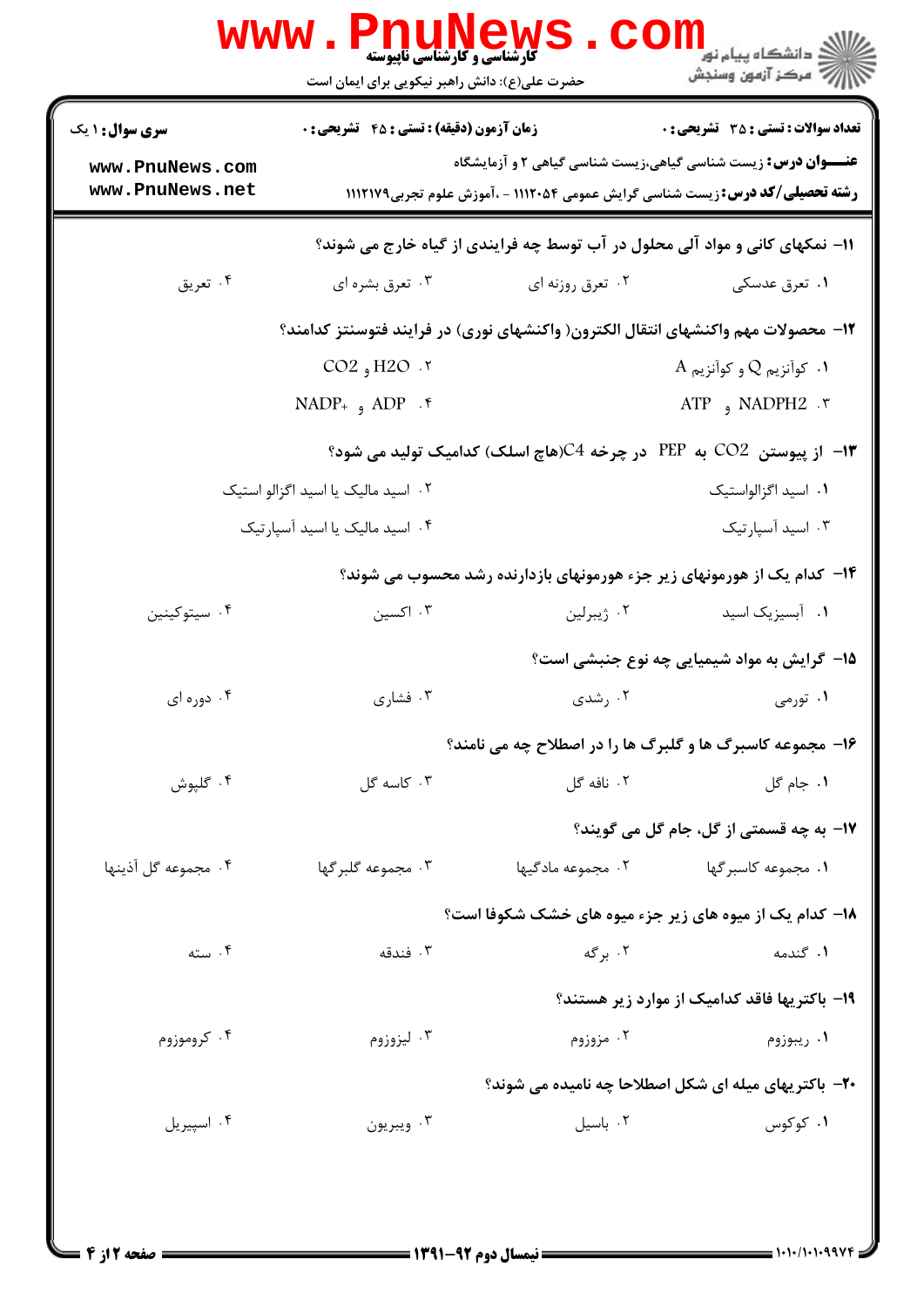۱۱- نمکهای کانی و مواد آلی محلول در آب توسط چه فرایندی از گیاه خارج می شوند؟

۱. تعرق عدسکی
۲. تعرق روزنه ای
۳. تعرق بشره ای
۴. تعریق

۱۲- محصولات مهم واکنشهای انتقال الکترون( واکنشهای نوری) در فرایند فتوسنتز کدامند؟

۱. کوآنزیم Q و کوآنزیم A
۲. $H_2O$ و $CO_2$
۳. $NADPH_2$ و ATP
۴. ADP و $NADP^+$

۱۳- از پیوستن $CO_2$ به PEP در چرخه C4(هاچ اسلک) کدامیک تولید می شود؟

۱. اسید اگزالواستیک
۲. اسید مالیک یا اسید اگزالو استیک
۳. اسید آسپارتیک
۴. اسید مالیک یا اسید آسپارتیک

۱۴- کدام یک از هورمونهای زیر جزء هورمونهای بازدارنده رشد محسوب می شوند؟

۱. آبسیزیک اسید
۲. ژیبرلین
۳. اکسین
۴. سیتوکینین

۱۵- گرایش به مواد شیمیایی چه نوع جنبشی است؟

۱. تورمی
۲. رشدی
۳. فشاری
۴. دوره ای

۱۶- مجموعه کاسبرگ ها و گلبرگ ها را در اصطلاح چه می نامند؟

۱. جام گل
۲. نافه گل
۳. کاسه گل
۴. گلپوش

۱۷- به چه قسمتی از گل، جام گل می گویند؟

۱. مجموعه کاسبرگها
۲. مجموعه مادگیها
۳. مجموعه گلبرگها
۴. مجموعه گل آذینها

۱۸- کدام یک از میوه های زیر جزء میوه های خشک شکوفا است؟

۱. گندمه
۲. برگه
۳. فندقه
۴. سته

۱۹- باکتریها فاقد کدامیک از موارد زیر هستند؟

۱. ریبوزوم
۲. مزوزوم
۳. لیزوزوم
۴. کروموزوم

۲۰- باکتریهای میله ای شکل اصطلاحا چه نامیده می شوند؟

۱. کوکوس
۲. باسیل
۳. ویبریون
۴. اسپیریل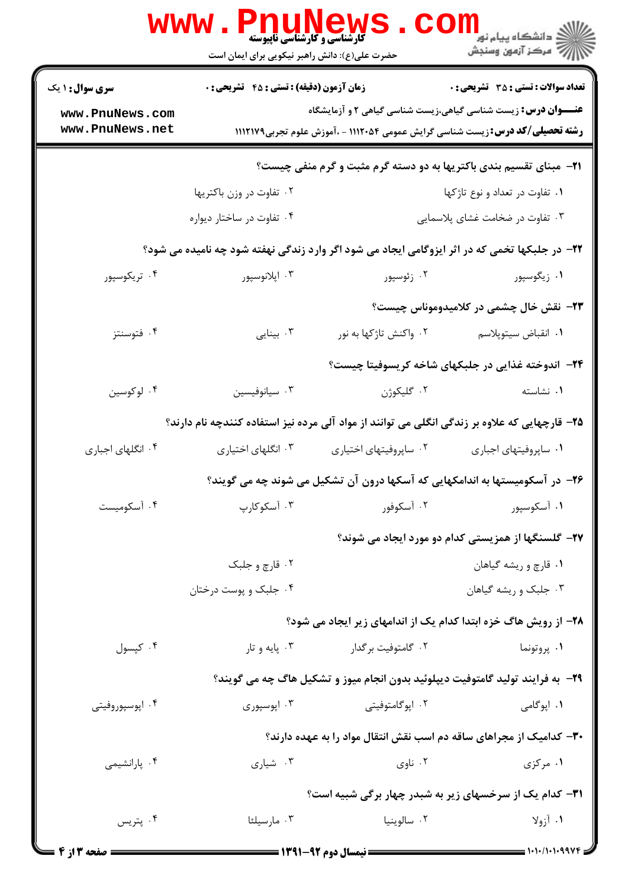**سری سوال:** ۱ یک | **زمان آزمون (دقیقه) : تستی :** ۴۵ **تشریحی :** ۰ | **تعداد سوالات : تستی :** ۳۵ **تشریحی :** ۰

**عنـــوان درس:** زیست شناسی گیاهی،زیست شناسی گیاهی ۲ و آزمایشگاه

**رشته تحصیلی/کد درس:** زیست شناسی گرایش عمومی ۱۱۱۲۰۵۴ - ،آموزش علوم تجربی۱۱۱۲۱۷۹

۲۱- مبنای تقسیم بندی باکتریها به دو دسته گرم مثبت و گرم منفی چیست؟

۱. تفاوت در تعداد و نوع تاژکها
۲. تفاوت در وزن باکتریها
۳. تفاوت در ضخامت غشای پلاسمایی
۴. تفاوت در ساختار دیواره

۲۲- در جلبکها تخمی که در اثر ایزوگامی ایجاد می شود اگر وارد زندگی نهفته شود چه نامیده می شود؟

۱. زیگوسپور
۲. زئوسپور
۳. اپلانوسپور
۴. تریکوسپور

۲۳- نقش خال چشمی در کلامیدوموناس چیست؟

۱. انقباض سیتوپلاسم
۲. واکنش تاژکها به نور
۳. بینایی
۴. فتوسنتز

۲۴- اندوخته غذایی در جلبکهای شاخه کریسوفیتا چیست؟

۱. نشاسته
۲. گلیکوژن
۳. سیانوفیسین
۴. لوکوسین

۲۵- قارچهایی که علاوه بر زندگی انگلی می توانند از مواد آلی مرده نیز استفاده کنندچه نام دارند؟

۱. ساپروفیتهای اجباری
۲. ساپروفیتهای اختیاری
۳. انگلهای اختیاری
۴. انگلهای اجباری

۲۶- در آسکومیستها به اندامکهایی که آسکها درون آن تشکیل می شوند چه می گویند؟

۱. آسکوسپور
۲. آسکوفور
۳. آسکوکارپ
۴. آسکومیست

۲۷- گلسنگها از همزیستی کدام دو مورد ایجاد می شوند؟

۱. قارچ و ریشه گیاهان
۲. قارچ و جلبک
۳. جلبک و ریشه گیاهان
۴. جلبک و پوست درختان

۲۸- از رویش هاگ خزه ابتدا کدام یک از اندامهای زیر ایجاد می شود؟

۱. پروتونما
۲. گامتوفیت برگدار
۳. پایه و تار
۴. کپسول

۲۹- به فرایند تولید گامتوفیت دیپلوئید بدون انجام میوز و تشکیل هاگ چه می گویند؟

۱. اپوگامی
۲. اپوگامتوفیتی
۳. اپوسپوری
۴. اپوسپوروفیتی

۳۰- کدامیک از مجراهای ساقه دم اسب نقش انتقال مواد را به عهده دارند؟

۱. مرکزی
۲. ناوی
۳. شیاری
۴. پارانشیمی

۳۱- کدام یک از سرخسهای زیر به شبدر چهار برگی شبیه است؟

۱. آزولا
۲. سالوینیا
۳. مارسیلئا
۴. پتریس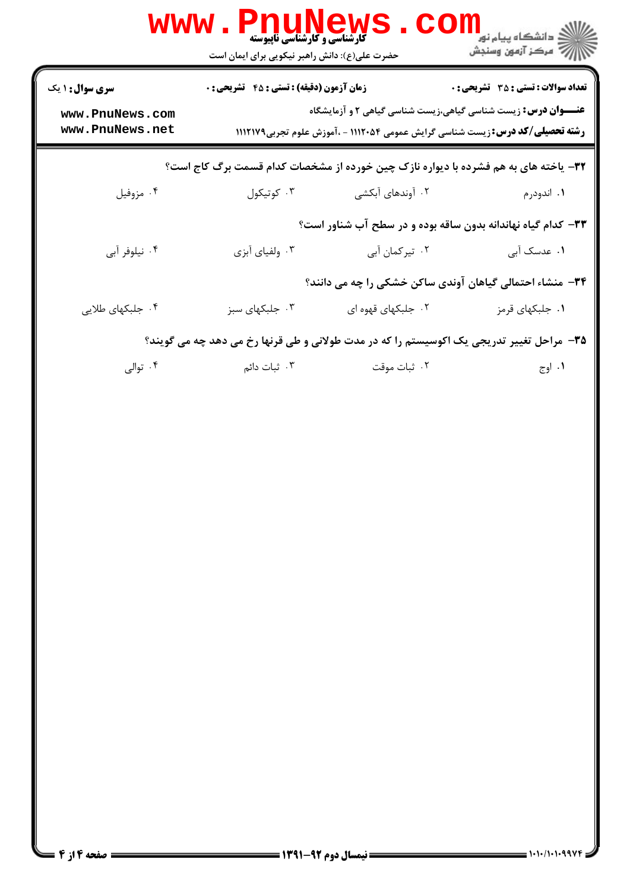۳۲- یاخته های به هم فشرده با دیواره نازک چین خورده از مشخصات کدام قسمت برگ کاج است؟

۱. اندودرم
۲. آوندهای آبکشی
۳. کوتیکول
۴. مزوفیل

۳۳- کدام گیاه نهاندانه بدون ساقه بوده و در سطح آب شناور است؟

۱. عدسک آبی
۲. تیرکمان آبی
۳. ولفیای آبزی
۴. نیلوفر آبی

۳۴- منشاء احتمالی گیاهان آوندی ساکن خشکی را چه می دانند؟

۱. جلبکهای قرمز
۲. جلبکهای قهوه ای
۳. جلبکهای سبز
۴. جلبکهای طلایی

۳۵- مراحل تغییر تدریجی یک اکوسیستم را که در مدت طولانی و طی قرنها رخ می دهد چه می گویند؟

۱. اوج
۲. ثبات موقت
۳. ثبات دائم
۴. توالی